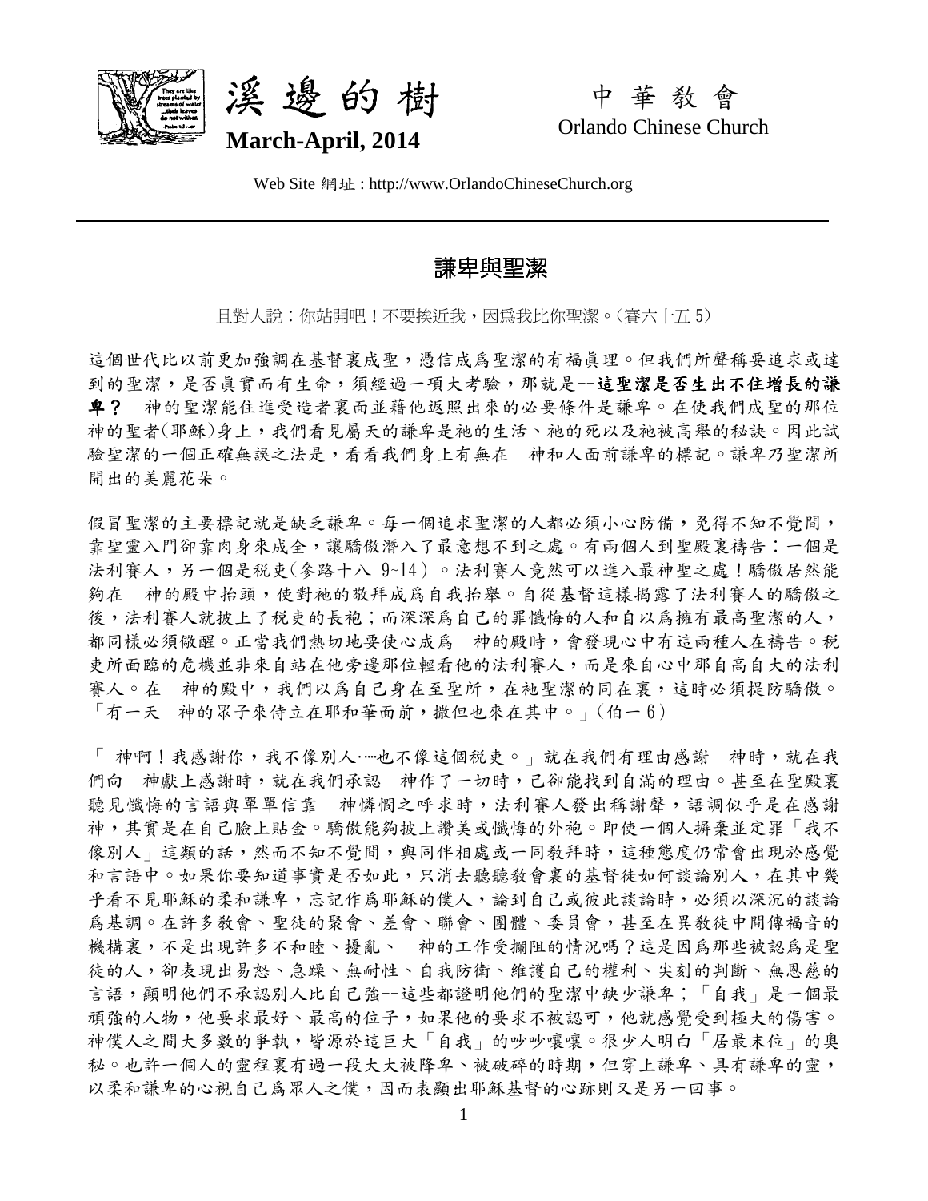# 溪邊的樹

**March-April, 2014**

中華教會

Orlando Chinese Church

Web Site 網址 : http://www.OrlandoChineseChurch.org

## 謙卑與聖潔

且對人說：你站開吧！不要挨近我，因為我比你聖潔。(賽六十五 5)

這個世代比以前更加強調在基督裏成聖，憑信成為聖潔的有福眞理。但我們所聲稱要追求或達到的聖潔，是否眞實而有生命，須經過一項大考驗，那就是--**這聖潔是否生出不住增長的謙卑？** 神的聖潔能住進受造者裏面並藉他返照出來的必要條件是謙卑。在使我們成聖的那位神的聖者(耶穌)身上，我們看見屬天的謙卑是祂的生活、祂的死以及祂被高舉的秘訣。因此試驗聖潔的一個正確無誤之法是，看看我們身上有無在 神和人面前謙卑的標記。謙卑乃聖潔所開出的美麗花朵。

假冒聖潔的主要標記就是缺乏謙卑。每一個追求聖潔的人都必須小心防備，免得不知不覺間，靠聖靈入門卻靠肉身來成全，讓驕傲潛入了最意想不到之處。有兩個人到聖殿裏禱告：一個是法利賽人，另一個是稅吏(參路十八 9~14)。法利賽人竟然可以進入最神聖之處！驕傲居然能夠在 神的殿中抬頭，使對祂的敬拜成為自我抬舉。自從基督這樣揭露了法利賽人的驕傲之後，法利賽人就披上了稅吏的長袍；而深深為自己的罪懺悔的人和自以為擁有最高聖潔的人，都同樣必須儆醒。正當我們熱切地要使心成為 神的殿時，會發現心中有這兩種人在禱告。稅吏所面臨的危機並非來自站在他旁邊那位輕看他的法利賽人，而是來自心中那自高自大的法利賽人。在 神的殿中，我們以為自己身在至聖所，在祂聖潔的同在裏，這時必須提防驕傲。「有一天 神的眾子來侍立在耶和華面前，撒但也來在其中。」(伯一 6)

「 神啊！我感謝你，我不像別人‧…也不像這個稅吏。」就在我們有理由感謝 神時，就在我們向 神獻上感謝時，就在我們承認 神作了一切時，己卻能找到自滿的理由。甚至在聖殿裏聽見懺悔的言語與單單信靠 神憐憫之呼求時，法利賽人發出稱謝聲，語調似乎是在感謝神，其實是在自己臉上貼金。驕傲能夠披上讚美或懺悔的外袍。即使一個人摒棄並定罪「我不像別人」這類的話，然而不知不覺間，與同伴相處或一同敬拜時，這種態度仍常會出現於感覺和言語中。如果你要知道事實是否如此，只消去聽聽教會裏的基督徒如何談論別人，在其中幾乎看不見耶穌的柔和謙卑，忘記作為耶穌的僕人，論到自己或彼此談論時，必須以深沉的談論為基調。在許多教會、聖徒的聚會、差會、聯會、團體、委員會，甚至在異教徒中間傳福音的機構裏，不是出現許多不和睦、擾亂、 神的工作受攔阻的情況嗎？這是因為那些被認為是聖徒的人，卻表現出易怒、急躁、無耐性、自我防衛、維護自己的權利、尖刻的判斷、無恩慈的言語，顯明他們不承認別人比自己強--這些都證明他們的聖潔中缺少謙卑；「自我」是一個最頑強的人物，他要求最好、最高的位子，如果他的要求不被認可，他就感覺受到極大的傷害。神僕人之間大多數的爭執，皆源於這巨大「自我」的吵吵嚷嚷。很少人明白「居最末位」的奧秘。也許一個人的靈程裏有過一段大大被降卑、被破碎的時期，但穿上謙卑、具有謙卑的靈，以柔和謙卑的心視自己為眾人之僕，因而表顯出耶穌基督的心跡則又是另一回事。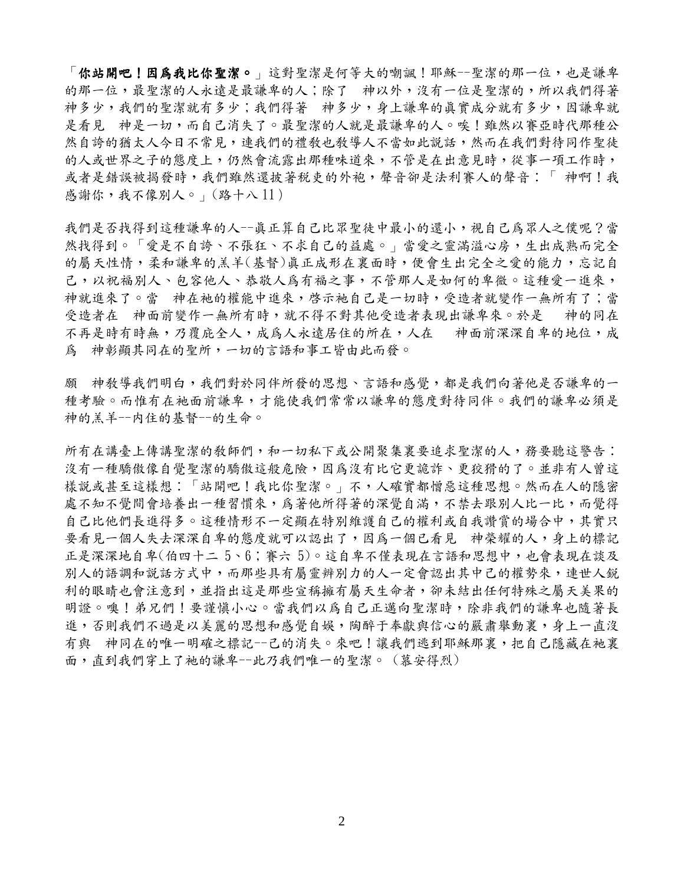「**你站開吧！因爲我比你聖潔。**」這對聖潔是何等大的嘲諷！耶穌--聖潔的那一位，也是謙卑的那一位，最聖潔的人永遠是最謙卑的人；除了　神以外，沒有一位是聖潔的，所以我們得著神多少，我們的聖潔就有多少；我們得著　神多少，身上謙卑的眞實成分就有多少，因謙卑就是看見　神是一切，而自己消失了。最聖潔的人就是最謙卑的人。唉！雖然以賽亞時代那種公然自誇的猶太人今日不常見，連我們的禮教也教導人不當如此說話，然而在我們對待同作聖徒的人或世界之子的態度上，仍然會流露出那種味道來，不管是在出意見時，從事一項工作時，或者是錯誤被揭發時，我們雖然還披著稅吏的外袍，聲音卻是法利賽人的聲音：「 神啊！我感謝你，我不像別人。」(路十八 11)

我們是否找得到這種謙卑的人--眞正算自己比眾聖徒中最小的還小，視自己爲眾人之僕呢？當然找得到。「愛是不自誇、不張狂、不求自己的益處。」當愛之靈滿溢心房，生出成熟而完全的屬天性情，柔和謙卑的羔羊(基督)眞正成形在裏面時，便會生出完全之愛的能力，忘記自己，以祝福別人、包容他人、恭敬人爲有福之事，不管那人是如何的卑微。這種愛一進來，神就進來了。當　神在祂的權能中進來，啓示祂自己是一切時，受造者就變作一無所有了；當受造者在　神面前變作一無所有時，就不得不對其他受造者表現出謙卑來。於是　神的同在不再是時有時無，乃覆庇全人，成爲人永遠居住的所在，人在　神面前深深自卑的地位，成爲　神彰顯其同在的聖所，一切的言語和事工皆由此而發。

願　神教導我們明白，我們對於同伴所發的思想、言語和感覺，都是我們向著他是否謙卑的一種考驗。而惟有在祂面前謙卑，才能使我們常常以謙卑的態度對待同伴。我們的謙卑必須是神的羔羊--內住的基督--的生命。

所有在講臺上傳講聖潔的教師們，和一切私下或公開聚集裏要追求聖潔的人，務要聽這警告：沒有一種驕傲像自覺聖潔的驕傲這般危險，因爲沒有比它更詭詐、更狡猾的了。並非有人曾這樣說或甚至這樣想：「站開吧！我比你聖潔。」不，人確實都憎惡這種思想。然而在人的隱密處不知不覺間會培養出一種習慣來，爲著他所得著的深覺自滿，不禁去跟別人比一比，而覺得自己比他們長進得多。這種情形不一定顯在特別維護自己的權利或自我讚賞的場合中，其實只要看見一個人失去深深自卑的態度就可以認出了，因爲一個已看見　神榮耀的人，身上的標記正是深深地自卑(伯四十二 5、6；賽六 5)。這自卑不僅表現在言語和思想中，也會表現在談及別人的語調和說話方式中，而那些具有屬靈辨別力的人一定會認出其中己的權勢來，連世人銳利的眼睛也會注意到，並指出這是那些宣稱擁有屬天生命者，卻未結出任何特殊之屬天美果的明證。噢！弟兄們！要謹愼小心。當我們以爲自己正邁向聖潔時，除非我們的謙卑也隨著長進，否則我們不過是以美麗的思想和感覺自娛，陶醉于奉獻與信心的嚴肅舉動裏，身上一直沒有與　神同在的唯一明確之標記--己的消失。來吧！讓我們逃到耶穌那裏，把自己隱藏在祂裏面，直到我們穿上了祂的謙卑--此乃我們唯一的聖潔。(慕安得烈)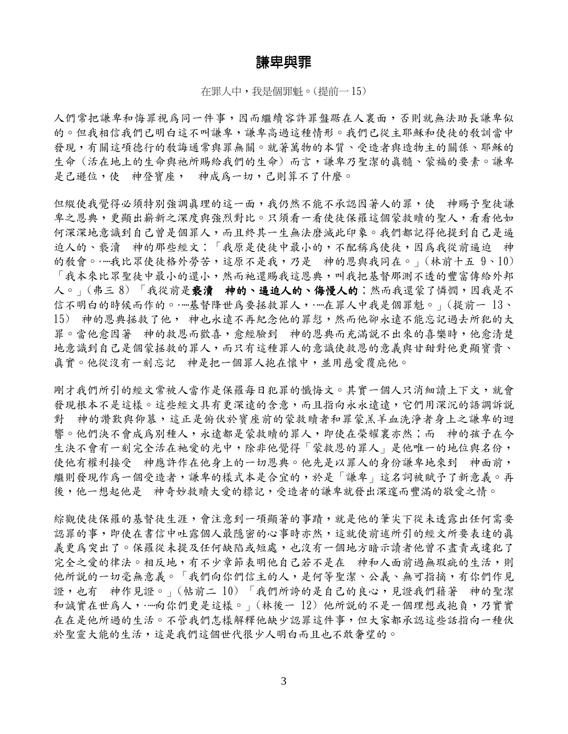# 謙卑與罪

在罪人中，我是個罪魁。(提前一 15)

人們常把謙卑和悔罪視爲同一件事，因而繼續容許罪盤踞在人裏面，否則就無法助長謙卑似的。但我相信我們已明白這不叫謙卑，謙卑高過這種情形。我們已從主耶穌和使徒的教訓當中發現，有關這項德行的教誨通常與罪無關。就著萬物的本質、受造者與造物主的關係、耶穌的生命（活在地上的生命與祂所賜給我們的生命）而言，謙卑乃聖潔的眞髓、蒙福的要素。謙卑是己遜位，使　神登寶座，　神成爲一切，己則算不了什麼。

但縱使我覺得必須特別強調眞理的這一面，我仍然不能不承認因著人的罪，使　神賜予聖徒謙卑之恩典，更顯出嶄新之深度與強烈對比。只須看一看使徒保羅這個蒙救贖的聖人，看看他如何深深地意識到自己曾是個罪人，而且終其一生無法磨滅此印象。我們都記得他提到自己是逼迫人的、褻瀆　神的那些經文：「我原是使徒中最小的，不配稱爲使徒，因爲我從前逼迫　神的教會。…我比眾使徒格外勞苦，這原不是我，乃是　神的恩與我同在。」(林前十五 9、10)「我本來比眾聖徒中最小的還小，然而祂還賜我這恩典，叫我把基督那測不透的豐富傳給外邦人。」(弗三 8)「我從前是**褻瀆　神的、逼迫人的、侮慢人的**；然而我還蒙了憐憫，因我是不信不明白的時候而作的。…基督降世爲要拯救罪人，…在罪人中我是個罪魁。」(提前一 13、15)　神的恩典拯救了他，　神也永遠不再紀念他的罪愆，然而他卻永遠不能忘記過去所犯的大罪。當他愈因著　神的救恩而歡喜，愈經驗到　神的恩典而充滿說不出來的喜樂時，他愈清楚地意識到自己是個蒙拯救的罪人，而只有這種罪人的意識使救恩的意義與甘甜對他更顯寶貴、眞實。他從沒有一刻忘記　神是把一個罪人抱在懷中，並用慈愛覆庇他。

剛才我們所引的經文常被人當作是保羅每日犯罪的懺悔文。其實一個人只消細讀上下文，就會發現根本不是這樣。這些經文具有更深遠的含意，而且指向永永遠遠，它們用深沉的語調訴說對　神的讚歎與仰慕，這正是俯伏於寶座前的蒙救贖者和罪蒙羔羊血洗淨者身上之謙卑的迴響。他們決不會成爲別種人，永遠都是蒙救贖的罪人，即使在榮耀裏亦然；而　神的孩子在今生決不會有一刻完全活在祂愛的光中，除非他覺得「蒙救恩的罪人」是他唯一的地位與名份，使他有權利接受　神應許作在他身上的一切恩典。他先是以罪人的身份謙卑地來到　神面前，繼則發現作爲一個受造者，謙卑的樣式本是合宜的，於是「謙卑」這名詞被賦予了新意義。再後，他一想起他是　神奇妙救贖大愛的標記，受造者的謙卑就發出深邃而豐滿的敬愛之情。

綜觀使徒保羅的基督徒生涯，會注意到一項顯著的事蹟，就是他的筆尖下從未透露出任何需要認罪的事，即使在書信中吐露個人最隱密的心事時亦然，這就使前述所引的經文所要表達的眞義更爲突出了。保羅從未提及任何缺陷或短處，也沒有一個地方暗示讀者他曾不盡責或違犯了完全之愛的律法。相反地，有不少章節表明他自己若不是在　神和人面前過無瑕疵的生活，則他所說的一切毫無意義。「我們向你們信主的人，是何等聖潔、公義、無可指摘，有你們作見證，也有　神作見證。」(帖前二 10)「我們所誇的是自己的良心，見證我們藉著　神的聖潔和誠實在世爲人，…向你們更是這樣。」(林後一 12) 他所說的不是一個理想或抱負，乃實實在在是他所過的生活。不管我們怎樣解釋他缺少認罪這件事，但大家都承認這些話指向一種伏於聖靈大能的生活，這是我們這個世代很少人明白而且也不敢奢望的。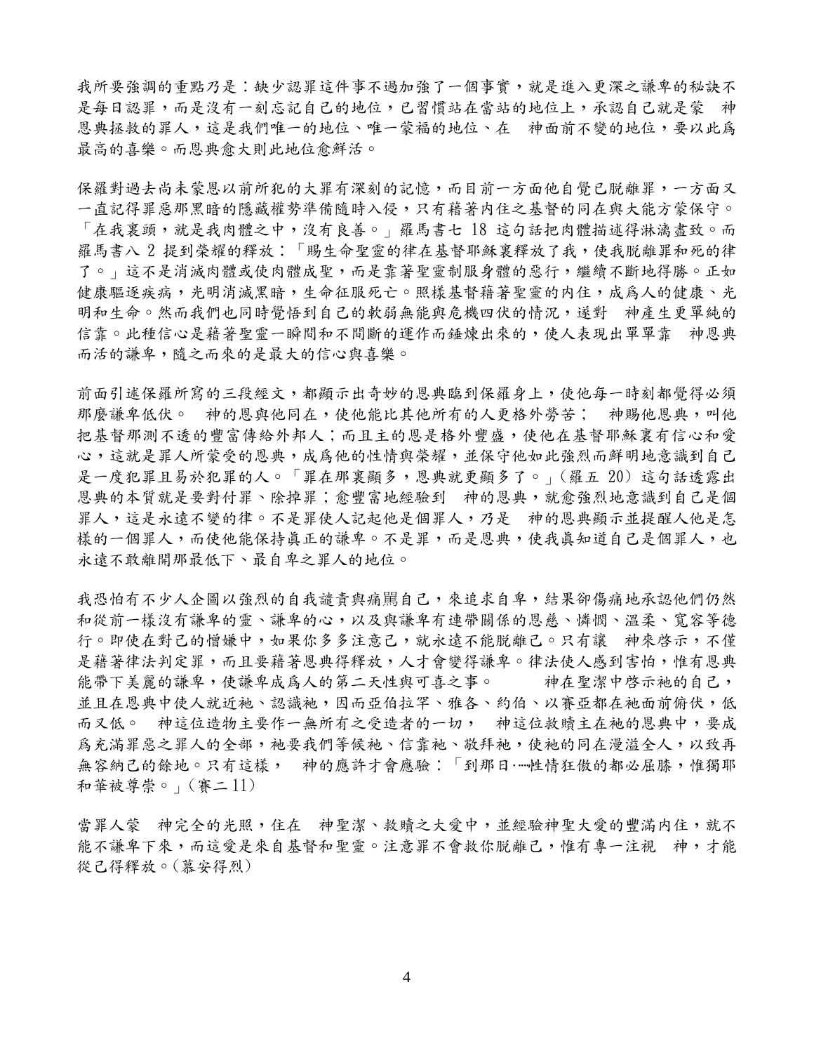我所要強調的重點乃是：缺少認罪這件事不過加強了一個事實，就是進入更深之謙卑的秘訣不是每日認罪，而是沒有一刻忘記自己的地位，已習慣站在當站的地位上，承認自己就是蒙　神恩典拯救的罪人，這是我們唯一的地位、唯一蒙福的地位、在　神面前不變的地位，要以此爲最高的喜樂。而恩典愈大則此地位愈鮮活。

保羅對過去尚未蒙恩以前所犯的大罪有深刻的記憶，而目前一方面他自覺已脫離罪，一方面又一直記得罪惡那黑暗的隱藏權勢準備隨時入侵，只有藉著內住之基督的同在與大能方蒙保守。「在我裏頭，就是我肉體之中，沒有良善。」羅馬書七 18 這句話把肉體描述得淋漓盡致。而羅馬書八 2 提到榮耀的釋放：「賜生命聖靈的律在基督耶穌裏釋放了我，使我脫離罪和死的律了。」這不是消滅肉體或使肉體成聖，而是靠著聖靈制服身體的惡行，繼續不斷地得勝。正如健康驅逐疾病，光明消滅黑暗，生命征服死亡。照樣基督藉著聖靈的內住，成爲人的健康、光明和生命。然而我們也同時覺悟到自己的軟弱無能與危機四伏的情況，遂對　神產生更單純的信靠。此種信心是藉著聖靈一瞬間和不間斷的運作而鍾煉出來的，使人表現出單單靠　神恩典而活的謙卑，隨之而來的是最大的信心與喜樂。

前面引述保羅所寫的三段經文，都顯示出奇妙的恩典臨到保羅身上，使他每一時刻都覺得必須那麼謙卑低伏。　神的恩與他同在，使他能比其他所有的人更格外勞苦；　神賜他恩典，叫他把基督那測不透的豐富傳給外邦人；而且主的恩是格外豐盛，使他在基督耶穌裏有信心和愛心，這就是罪人所蒙受的恩典，成爲他的性情與榮耀，並保守他如此強烈而鮮明地意識到自己是一度犯罪且易於犯罪的人。「罪在那裏顯多，恩典就更顯多了。」(羅五 20) 這句話透露出恩典的本質就是要對付罪、除掉罪；愈豐富地經驗到　神的恩典，就愈強烈地意識到自己是個罪人，這是永遠不變的律。不是罪使人記起他是個罪人，乃是　神的恩典顯示並提醒人他是怎樣的一個罪人，而使他能保持眞正的謙卑。不是罪，而是恩典，使我眞知道自己是個罪人，也永遠不敢離開那最低下、最自卑之罪人的地位。

我恐怕有不少人企圖以強烈的自我譴責與痛罵自己，來追求自卑，結果卻傷痛地承認他們仍然和從前一樣沒有謙卑的靈、謙卑的心，以及與謙卑有連帶關係的恩慈、憐憫、溫柔、寬容等德行。即使在對己的憎嫌中，如果你多多注意己，就永遠不能脫離己。只有讓　神來啓示，不僅是藉著律法判定罪，而且要藉著恩典得釋放，人才會變得謙卑。律法使人感到害怕，惟有恩典能帶下美麗的謙卑，使謙卑成爲人的第二天性與可喜之事。　神在聖潔中啓示祂的自己，並且在恩典中使人就近祂、認識祂，因而亞伯拉罕、雅各、約伯、以賽亞都在祂面前俯伏，低而又低。　神這位造物主要作一無所有之受造者的一切，　神這位救贖主在祂的恩典中，要成爲充滿罪惡之罪人的全部，祂要我們等候祂、信靠祂、敬拜祂，使祂的同在漫溢全人，以致再無容納己的餘地。只有這樣，　神的應許才會應驗：「到那日‥‥性情狂傲的都必屈膝，惟獨耶和華被尊崇。」(賽二 11)

當罪人蒙　神完全的光照，住在　神聖潔、救贖之大愛中，並經驗神聖大愛的豐滿內住，就不能不謙卑下來，而這愛是來自基督和聖靈。注意罪不會救你脫離己，惟有專一注視　神，才能從己得釋放。(慕安得烈)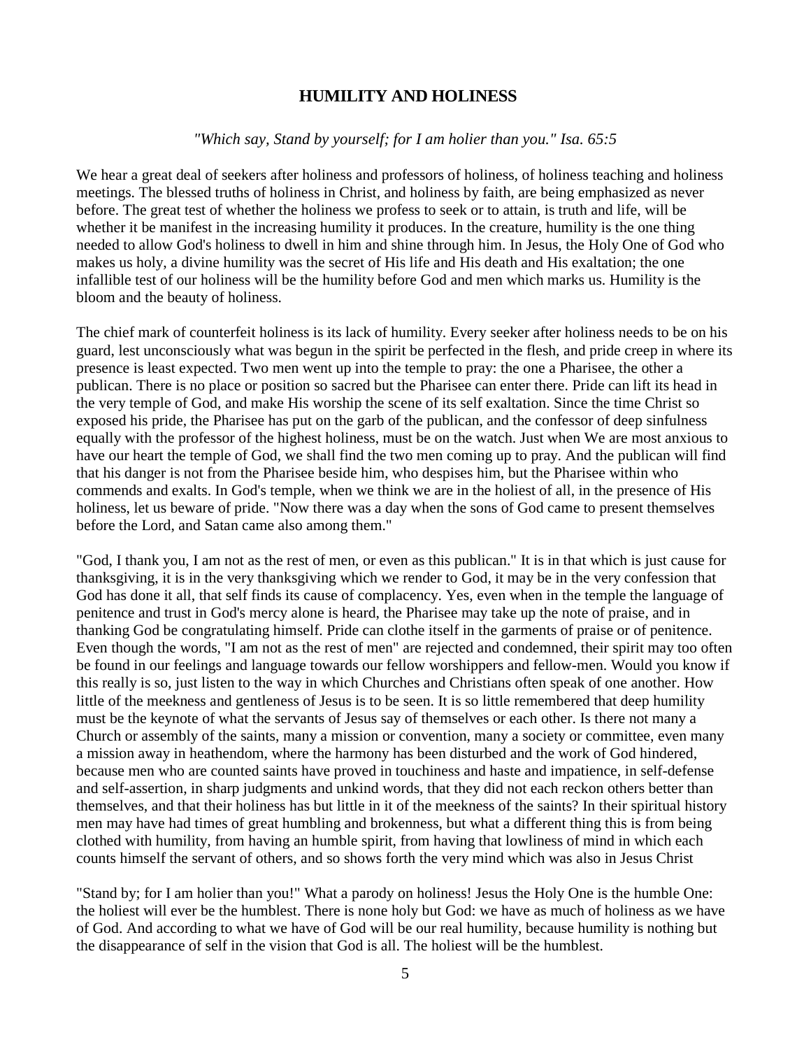## HUMILITY AND HOLINESS

*"Which say, Stand by yourself; for I am holier than you." Isa. 65:5*

We hear a great deal of seekers after holiness and professors of holiness, of holiness teaching and holiness meetings. The blessed truths of holiness in Christ, and holiness by faith, are being emphasized as never before. The great test of whether the holiness we profess to seek or to attain, is truth and life, will be whether it be manifest in the increasing humility it produces. In the creature, humility is the one thing needed to allow God's holiness to dwell in him and shine through him. In Jesus, the Holy One of God who makes us holy, a divine humility was the secret of His life and His death and His exaltation; the one infallible test of our holiness will be the humility before God and men which marks us. Humility is the bloom and the beauty of holiness.

The chief mark of counterfeit holiness is its lack of humility. Every seeker after holiness needs to be on his guard, lest unconsciously what was begun in the spirit be perfected in the flesh, and pride creep in where its presence is least expected. Two men went up into the temple to pray: the one a Pharisee, the other a publican. There is no place or position so sacred but the Pharisee can enter there. Pride can lift its head in the very temple of God, and make His worship the scene of its self exaltation. Since the time Christ so exposed his pride, the Pharisee has put on the garb of the publican, and the confessor of deep sinfulness equally with the professor of the highest holiness, must be on the watch. Just when We are most anxious to have our heart the temple of God, we shall find the two men coming up to pray. And the publican will find that his danger is not from the Pharisee beside him, who despises him, but the Pharisee within who commends and exalts. In God's temple, when we think we are in the holiest of all, in the presence of His holiness, let us beware of pride. "Now there was a day when the sons of God came to present themselves before the Lord, and Satan came also among them."

"God, I thank you, I am not as the rest of men, or even as this publican." It is in that which is just cause for thanksgiving, it is in the very thanksgiving which we render to God, it may be in the very confession that God has done it all, that self finds its cause of complacency. Yes, even when in the temple the language of penitence and trust in God's mercy alone is heard, the Pharisee may take up the note of praise, and in thanking God be congratulating himself. Pride can clothe itself in the garments of praise or of penitence. Even though the words, "I am not as the rest of men" are rejected and condemned, their spirit may too often be found in our feelings and language towards our fellow worshippers and fellow-men. Would you know if this really is so, just listen to the way in which Churches and Christians often speak of one another. How little of the meekness and gentleness of Jesus is to be seen. It is so little remembered that deep humility must be the keynote of what the servants of Jesus say of themselves or each other. Is there not many a Church or assembly of the saints, many a mission or convention, many a society or committee, even many a mission away in heathendom, where the harmony has been disturbed and the work of God hindered, because men who are counted saints have proved in touchiness and haste and impatience, in self-defense and self-assertion, in sharp judgments and unkind words, that they did not each reckon others better than themselves, and that their holiness has but little in it of the meekness of the saints? In their spiritual history men may have had times of great humbling and brokenness, but what a different thing this is from being clothed with humility, from having an humble spirit, from having that lowliness of mind in which each counts himself the servant of others, and so shows forth the very mind which was also in Jesus Christ

"Stand by; for I am holier than you!" What a parody on holiness! Jesus the Holy One is the humble One: the holiest will ever be the humblest. There is none holy but God: we have as much of holiness as we have of God. And according to what we have of God will be our real humility, because humility is nothing but the disappearance of self in the vision that God is all. The holiest will be the humblest.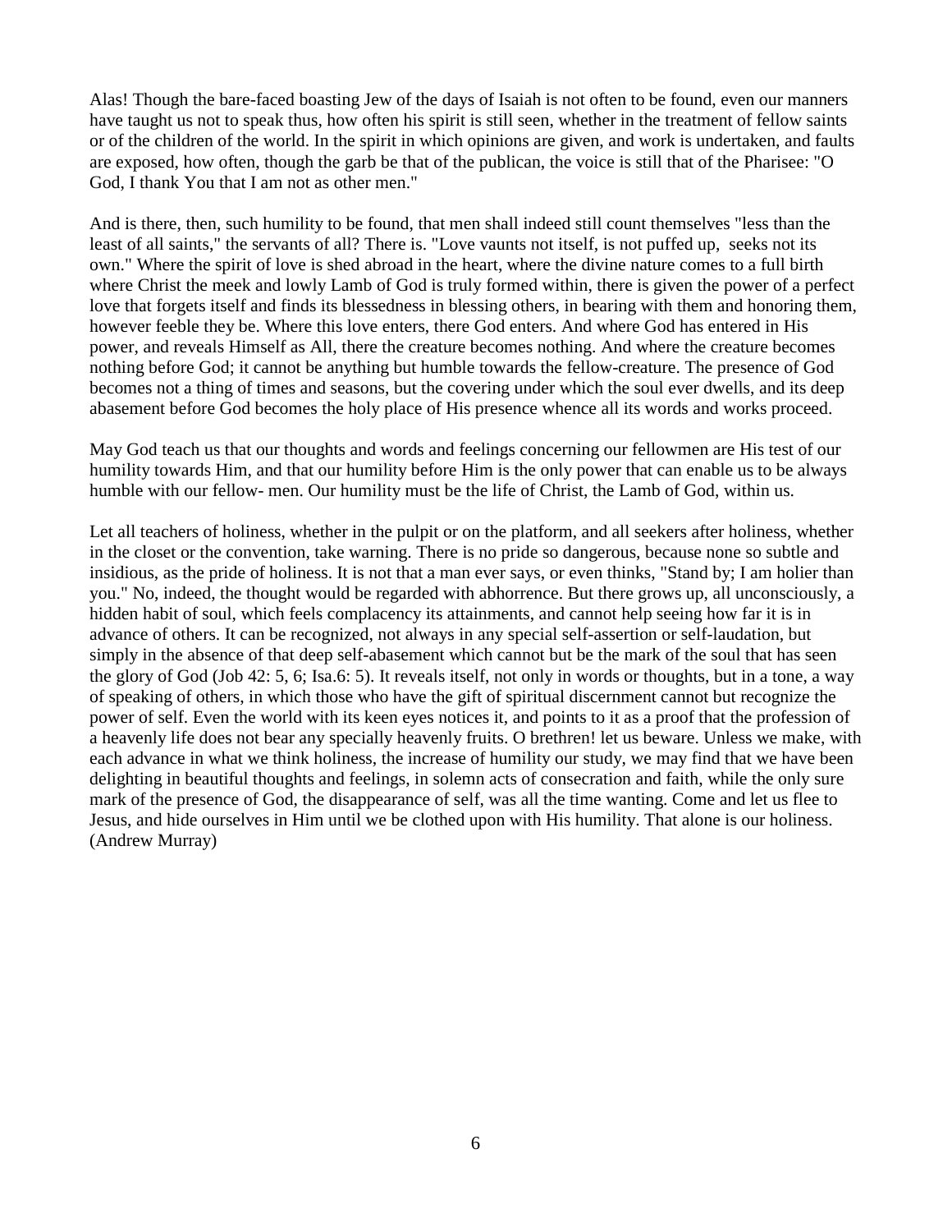Alas! Though the bare-faced boasting Jew of the days of Isaiah is not often to be found, even our manners have taught us not to speak thus, how often his spirit is still seen, whether in the treatment of fellow saints or of the children of the world. In the spirit in which opinions are given, and work is undertaken, and faults are exposed, how often, though the garb be that of the publican, the voice is still that of the Pharisee: "O God, I thank You that I am not as other men."

And is there, then, such humility to be found, that men shall indeed still count themselves "less than the least of all saints," the servants of all? There is. "Love vaunts not itself, is not puffed up, seeks not its own." Where the spirit of love is shed abroad in the heart, where the divine nature comes to a full birth where Christ the meek and lowly Lamb of God is truly formed within, there is given the power of a perfect love that forgets itself and finds its blessedness in blessing others, in bearing with them and honoring them, however feeble they be. Where this love enters, there God enters. And where God has entered in His power, and reveals Himself as All, there the creature becomes nothing. And where the creature becomes nothing before God; it cannot be anything but humble towards the fellow-creature. The presence of God becomes not a thing of times and seasons, but the covering under which the soul ever dwells, and its deep abasement before God becomes the holy place of His presence whence all its words and works proceed.

May God teach us that our thoughts and words and feelings concerning our fellowmen are His test of our humility towards Him, and that our humility before Him is the only power that can enable us to be always humble with our fellow- men. Our humility must be the life of Christ, the Lamb of God, within us.

Let all teachers of holiness, whether in the pulpit or on the platform, and all seekers after holiness, whether in the closet or the convention, take warning. There is no pride so dangerous, because none so subtle and insidious, as the pride of holiness. It is not that a man ever says, or even thinks, "Stand by; I am holier than you." No, indeed, the thought would be regarded with abhorrence. But there grows up, all unconsciously, a hidden habit of soul, which feels complacency its attainments, and cannot help seeing how far it is in advance of others. It can be recognized, not always in any special self-assertion or self-laudation, but simply in the absence of that deep self-abasement which cannot but be the mark of the soul that has seen the glory of God (Job 42: 5, 6; Isa.6: 5). It reveals itself, not only in words or thoughts, but in a tone, a way of speaking of others, in which those who have the gift of spiritual discernment cannot but recognize the power of self. Even the world with its keen eyes notices it, and points to it as a proof that the profession of a heavenly life does not bear any specially heavenly fruits. O brethren! let us beware. Unless we make, with each advance in what we think holiness, the increase of humility our study, we may find that we have been delighting in beautiful thoughts and feelings, in solemn acts of consecration and faith, while the only sure mark of the presence of God, the disappearance of self, was all the time wanting. Come and let us flee to Jesus, and hide ourselves in Him until we be clothed upon with His humility. That alone is our holiness. (Andrew Murray)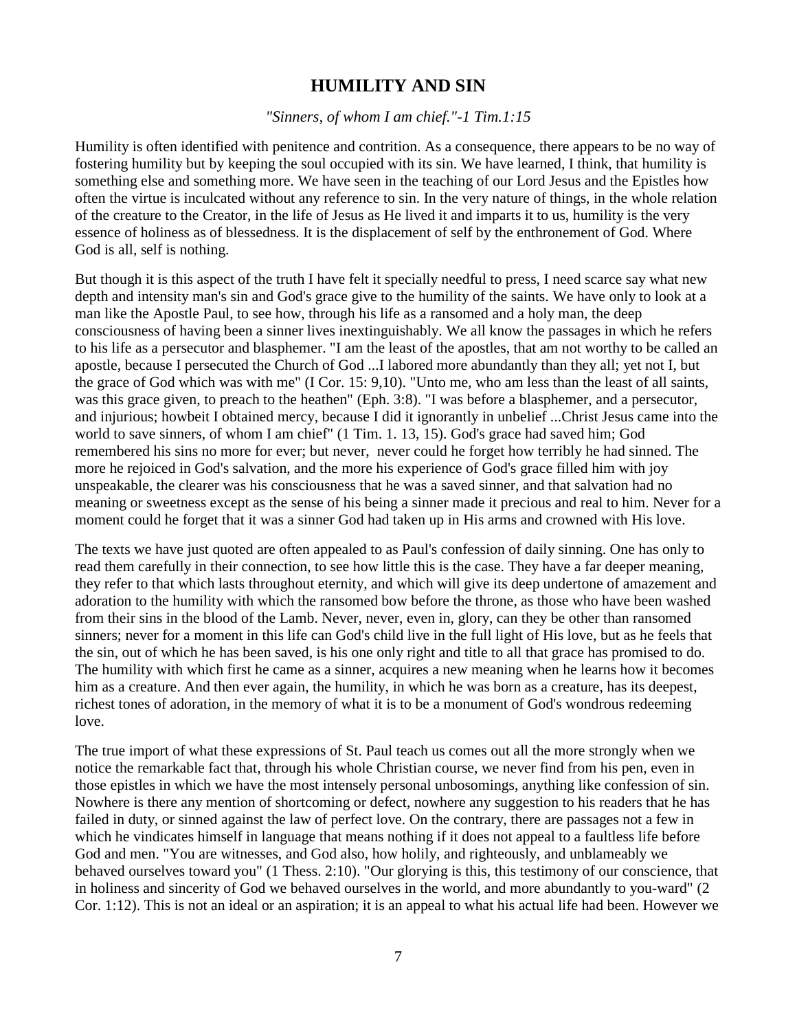## HUMILITY AND SIN

*"Sinners, of whom I am chief."-1 Tim.1:15*

Humility is often identified with penitence and contrition. As a consequence, there appears to be no way of fostering humility but by keeping the soul occupied with its sin. We have learned, I think, that humility is something else and something more. We have seen in the teaching of our Lord Jesus and the Epistles how often the virtue is inculcated without any reference to sin. In the very nature of things, in the whole relation of the creature to the Creator, in the life of Jesus as He lived it and imparts it to us, humility is the very essence of holiness as of blessedness. It is the displacement of self by the enthronement of God. Where God is all, self is nothing.

But though it is this aspect of the truth I have felt it specially needful to press, I need scarce say what new depth and intensity man's sin and God's grace give to the humility of the saints. We have only to look at a man like the Apostle Paul, to see how, through his life as a ransomed and a holy man, the deep consciousness of having been a sinner lives inextinguishably. We all know the passages in which he refers to his life as a persecutor and blasphemer. "I am the least of the apostles, that am not worthy to be called an apostle, because I persecuted the Church of God ...I labored more abundantly than they all; yet not I, but the grace of God which was with me" (I Cor. 15: 9,10). "Unto me, who am less than the least of all saints, was this grace given, to preach to the heathen" (Eph. 3:8). "I was before a blasphemer, and a persecutor, and injurious; howbeit I obtained mercy, because I did it ignorantly in unbelief ...Christ Jesus came into the world to save sinners, of whom I am chief" (1 Tim. 1. 13, 15). God's grace had saved him; God remembered his sins no more for ever; but never, never could he forget how terribly he had sinned. The more he rejoiced in God's salvation, and the more his experience of God's grace filled him with joy unspeakable, the clearer was his consciousness that he was a saved sinner, and that salvation had no meaning or sweetness except as the sense of his being a sinner made it precious and real to him. Never for a moment could he forget that it was a sinner God had taken up in His arms and crowned with His love.

The texts we have just quoted are often appealed to as Paul's confession of daily sinning. One has only to read them carefully in their connection, to see how little this is the case. They have a far deeper meaning, they refer to that which lasts throughout eternity, and which will give its deep undertone of amazement and adoration to the humility with which the ransomed bow before the throne, as those who have been washed from their sins in the blood of the Lamb. Never, never, even in, glory, can they be other than ransomed sinners; never for a moment in this life can God's child live in the full light of His love, but as he feels that the sin, out of which he has been saved, is his one only right and title to all that grace has promised to do. The humility with which first he came as a sinner, acquires a new meaning when he learns how it becomes him as a creature. And then ever again, the humility, in which he was born as a creature, has its deepest, richest tones of adoration, in the memory of what it is to be a monument of God's wondrous redeeming love.

The true import of what these expressions of St. Paul teach us comes out all the more strongly when we notice the remarkable fact that, through his whole Christian course, we never find from his pen, even in those epistles in which we have the most intensely personal unbosomings, anything like confession of sin. Nowhere is there any mention of shortcoming or defect, nowhere any suggestion to his readers that he has failed in duty, or sinned against the law of perfect love. On the contrary, there are passages not a few in which he vindicates himself in language that means nothing if it does not appeal to a faultless life before God and men. "You are witnesses, and God also, how holily, and righteously, and unblameably we behaved ourselves toward you" (1 Thess. 2:10). "Our glorying is this, this testimony of our conscience, that in holiness and sincerity of God we behaved ourselves in the world, and more abundantly to you-ward" (2 Cor. 1:12). This is not an ideal or an aspiration; it is an appeal to what his actual life had been. However we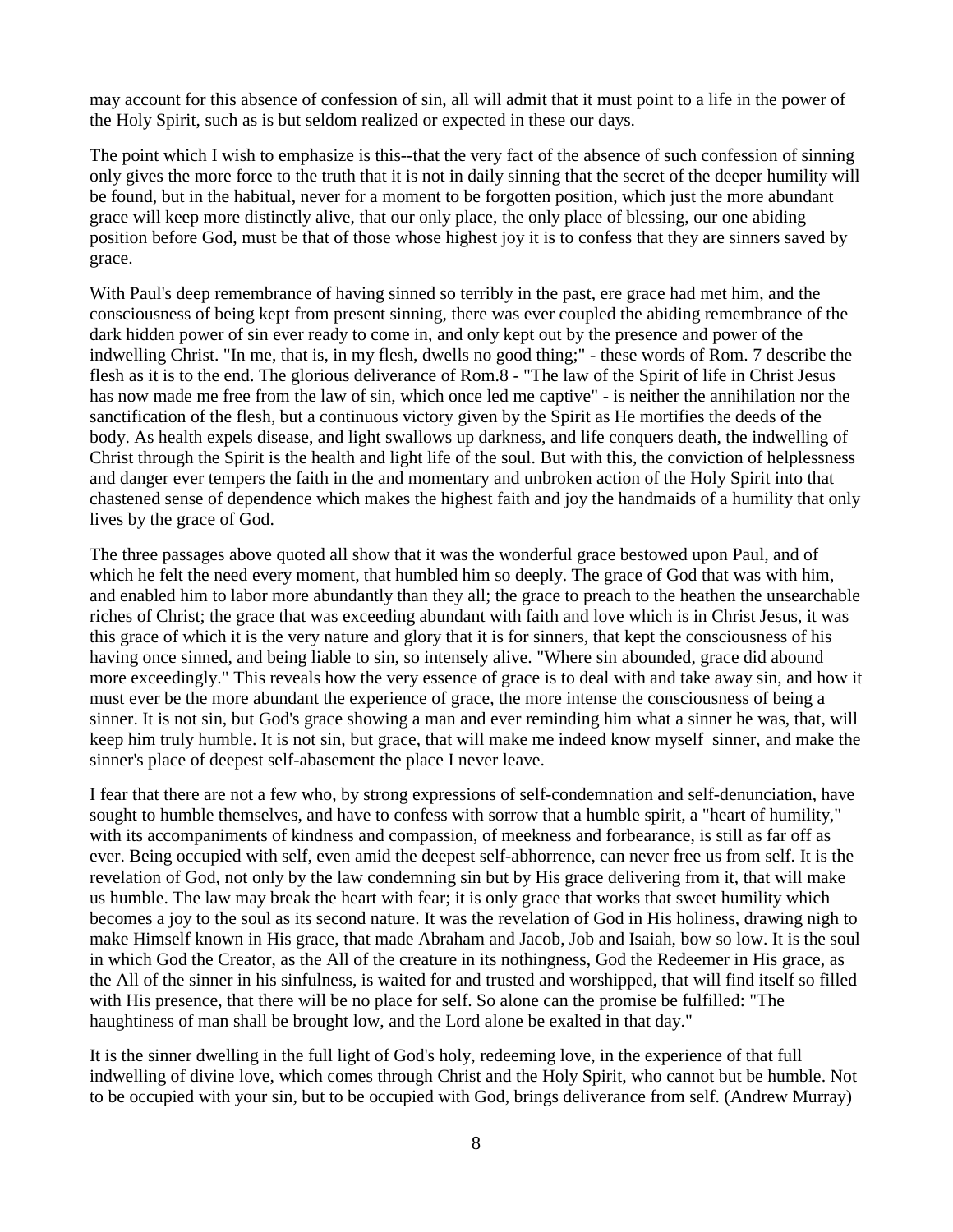may account for this absence of confession of sin, all will admit that it must point to a life in the power of the Holy Spirit, such as is but seldom realized or expected in these our days.

The point which I wish to emphasize is this--that the very fact of the absence of such confession of sinning only gives the more force to the truth that it is not in daily sinning that the secret of the deeper humility will be found, but in the habitual, never for a moment to be forgotten position, which just the more abundant grace will keep more distinctly alive, that our only place, the only place of blessing, our one abiding position before God, must be that of those whose highest joy it is to confess that they are sinners saved by grace.

With Paul's deep remembrance of having sinned so terribly in the past, ere grace had met him, and the consciousness of being kept from present sinning, there was ever coupled the abiding remembrance of the dark hidden power of sin ever ready to come in, and only kept out by the presence and power of the indwelling Christ. "In me, that is, in my flesh, dwells no good thing;" - these words of Rom. 7 describe the flesh as it is to the end. The glorious deliverance of Rom.8 - "The law of the Spirit of life in Christ Jesus has now made me free from the law of sin, which once led me captive" - is neither the annihilation nor the sanctification of the flesh, but a continuous victory given by the Spirit as He mortifies the deeds of the body. As health expels disease, and light swallows up darkness, and life conquers death, the indwelling of Christ through the Spirit is the health and light life of the soul. But with this, the conviction of helplessness and danger ever tempers the faith in the and momentary and unbroken action of the Holy Spirit into that chastened sense of dependence which makes the highest faith and joy the handmaids of a humility that only lives by the grace of God.

The three passages above quoted all show that it was the wonderful grace bestowed upon Paul, and of which he felt the need every moment, that humbled him so deeply. The grace of God that was with him, and enabled him to labor more abundantly than they all; the grace to preach to the heathen the unsearchable riches of Christ; the grace that was exceeding abundant with faith and love which is in Christ Jesus, it was this grace of which it is the very nature and glory that it is for sinners, that kept the consciousness of his having once sinned, and being liable to sin, so intensely alive. "Where sin abounded, grace did abound more exceedingly." This reveals how the very essence of grace is to deal with and take away sin, and how it must ever be the more abundant the experience of grace, the more intense the consciousness of being a sinner. It is not sin, but God's grace showing a man and ever reminding him what a sinner he was, that, will keep him truly humble. It is not sin, but grace, that will make me indeed know myself  sinner, and make the sinner's place of deepest self-abasement the place I never leave.

I fear that there are not a few who, by strong expressions of self-condemnation and self-denunciation, have sought to humble themselves, and have to confess with sorrow that a humble spirit, a "heart of humility," with its accompaniments of kindness and compassion, of meekness and forbearance, is still as far off as ever. Being occupied with self, even amid the deepest self-abhorrence, can never free us from self. It is the revelation of God, not only by the law condemning sin but by His grace delivering from it, that will make us humble. The law may break the heart with fear; it is only grace that works that sweet humility which becomes a joy to the soul as its second nature. It was the revelation of God in His holiness, drawing nigh to make Himself known in His grace, that made Abraham and Jacob, Job and Isaiah, bow so low. It is the soul in which God the Creator, as the All of the creature in its nothingness, God the Redeemer in His grace, as the All of the sinner in his sinfulness, is waited for and trusted and worshipped, that will find itself so filled with His presence, that there will be no place for self. So alone can the promise be fulfilled: "The haughtiness of man shall be brought low, and the Lord alone be exalted in that day."

It is the sinner dwelling in the full light of God's holy, redeeming love, in the experience of that full indwelling of divine love, which comes through Christ and the Holy Spirit, who cannot but be humble. Not to be occupied with your sin, but to be occupied with God, brings deliverance from self. (Andrew Murray)